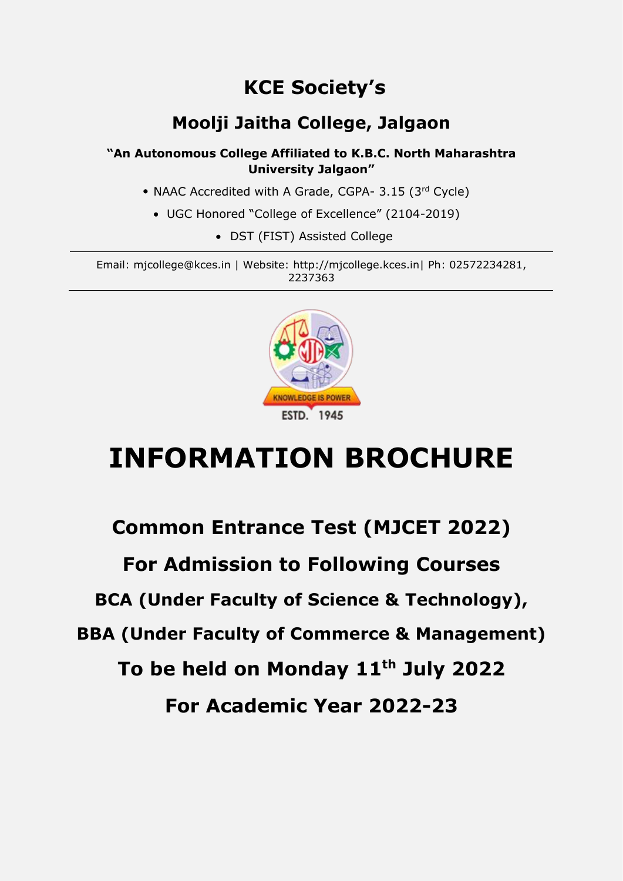# KCE Society's

## Moolji Jaitha College, Jalgaon

**"An Autonomous College Affiliated to K.B.C. North Maharashtra University Jalgaon"**

- NAAC Accredited with A Grade, CGPA- 3.15 (3rd Cycle)
- UGC Honored "College of Excellence" (2104-2019)
- DST (FIST) Assisted College

Email: mjcollege@kces.in | Website: http://mjcollege.kces.in| Ph: 02572234281, 2237363

# INFORMATION BROCHURE

## Common Entrance Test (MJCET 2022)

## For Admission to Following Courses

### BCA (Under Faculty of Science & Technology),

### BBA (Under Faculty of Commerce & Management)

### To be held on Monday 11th July 2022

### For Academic Year 2022-23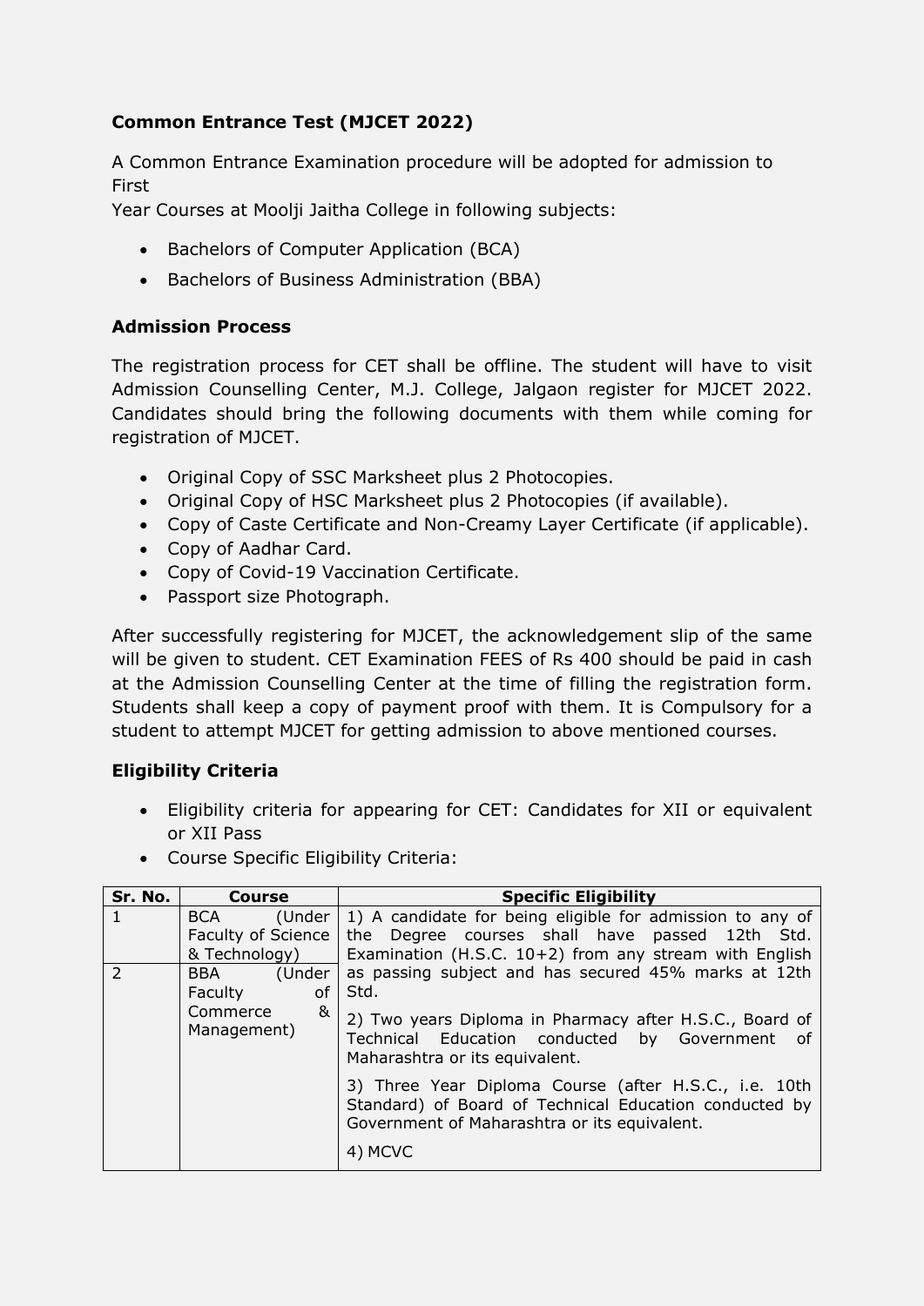**Common Entrance Test (MJCET 2022)**

A Common Entrance Examination procedure will be adopted for admission to First
Year Courses at Moolji Jaitha College in following subjects:

- Bachelors of Computer Application (BCA)
- Bachelors of Business Administration (BBA)

**Admission Process**

The registration process for CET shall be offline. The student will have to visit Admission Counselling Center, M.J. College, Jalgaon register for MJCET 2022. Candidates should bring the following documents with them while coming for registration of MJCET.

- Original Copy of SSC Marksheet plus 2 Photocopies.
- Original Copy of HSC Marksheet plus 2 Photocopies (if available).
- Copy of Caste Certificate and Non-Creamy Layer Certificate (if applicable).
- Copy of Aadhar Card.
- Copy of Covid-19 Vaccination Certificate.
- Passport size Photograph.

After successfully registering for MJCET, the acknowledgement slip of the same will be given to student. CET Examination FEES of Rs 400 should be paid in cash at the Admission Counselling Center at the time of filling the registration form. Students shall keep a copy of payment proof with them. It is Compulsory for a student to attempt MJCET for getting admission to above mentioned courses.

**Eligibility Criteria**

- Eligibility criteria for appearing for CET: Candidates for XII or equivalent or XII Pass
- Course Specific Eligibility Criteria:

| Sr. No. | Course | Specific Eligibility |
|---|---|---|
| 1 | BCA (Under Faculty of Science & Technology) | 1) A candidate for being eligible for admission to any of the Degree courses shall have passed 12th Std. Examination (H.S.C. 10+2) from any stream with English as passing subject and has secured 45% marks at 12th Std.<br>2) Two years Diploma in Pharmacy after H.S.C., Board of Technical Education conducted by Government of Maharashtra or its equivalent.<br>3) Three Year Diploma Course (after H.S.C., i.e. 10th Standard) of Board of Technical Education conducted by Government of Maharashtra or its equivalent.<br>4) MCVC |
| 2 | BBA (Under Faculty of Commerce & Management) | |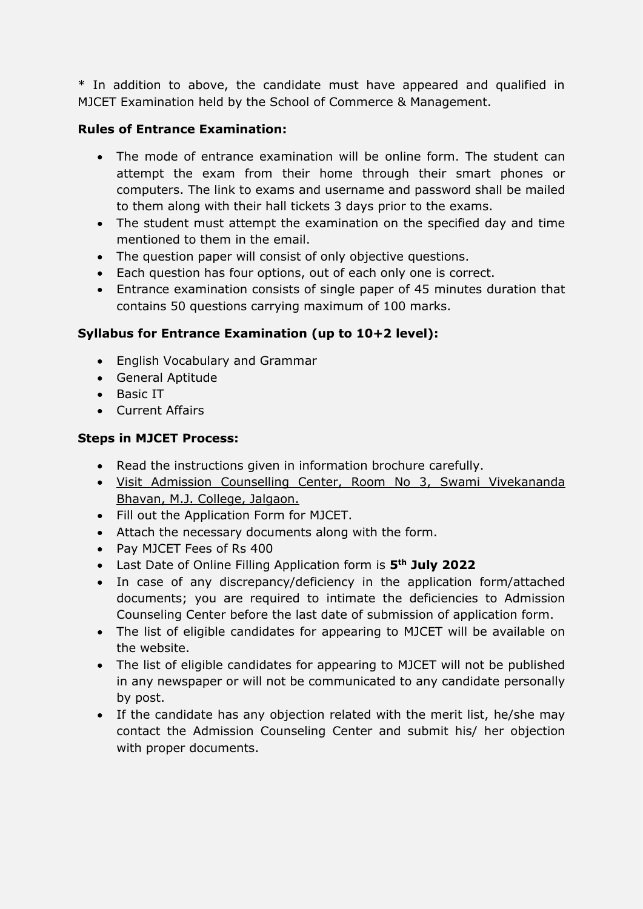* In addition to above, the candidate must have appeared and qualified in MJCET Examination held by the School of Commerce & Management.

**Rules of Entrance Examination:**

- The mode of entrance examination will be online form. The student can attempt the exam from their home through their smart phones or computers. The link to exams and username and password shall be mailed to them along with their hall tickets 3 days prior to the exams.
- The student must attempt the examination on the specified day and time mentioned to them in the email.
- The question paper will consist of only objective questions.
- Each question has four options, out of each only one is correct.
- Entrance examination consists of single paper of 45 minutes duration that contains 50 questions carrying maximum of 100 marks.

**Syllabus for Entrance Examination (up to 10+2 level):**

- English Vocabulary and Grammar
- General Aptitude
- Basic IT
- Current Affairs

**Steps in MJCET Process:**

- Read the instructions given in information brochure carefully.
- Visit Admission Counselling Center, Room No 3, Swami Vivekananda Bhavan, M.J. College, Jalgaon.
- Fill out the Application Form for MJCET.
- Attach the necessary documents along with the form.
- Pay MJCET Fees of Rs 400
- Last Date of Online Filling Application form is **5th July 2022**
- In case of any discrepancy/deficiency in the application form/attached documents; you are required to intimate the deficiencies to Admission Counseling Center before the last date of submission of application form.
- The list of eligible candidates for appearing to MJCET will be available on the website.
- The list of eligible candidates for appearing to MJCET will not be published in any newspaper or will not be communicated to any candidate personally by post.
- If the candidate has any objection related with the merit list, he/she may contact the Admission Counseling Center and submit his/ her objection with proper documents.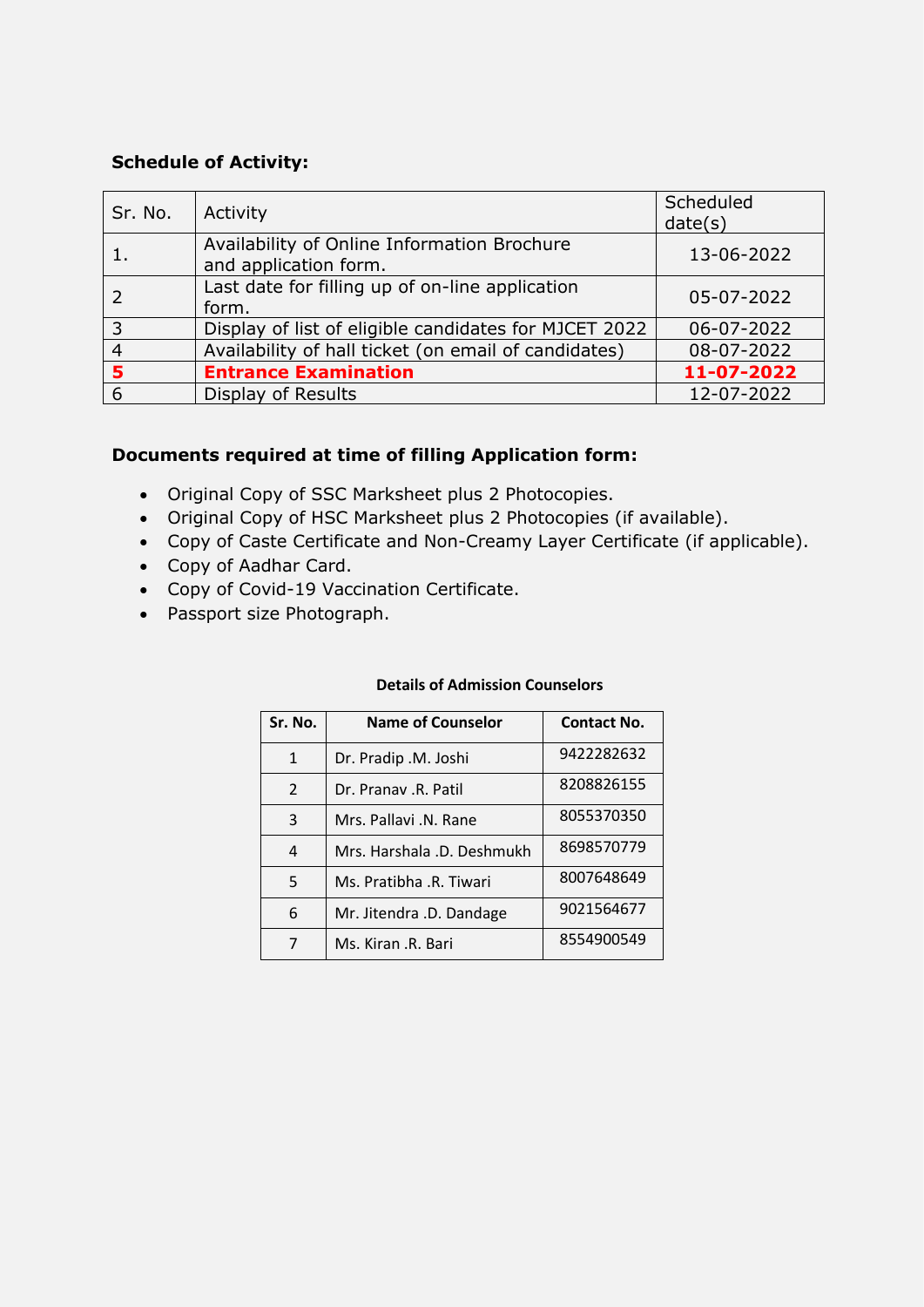**Schedule of Activity:**

| Sr. No. | Activity | Scheduled date(s) |
|---|---|---|
| 1. | Availability of Online Information Brochure and application form. | 13-06-2022 |
| 2 | Last date for filling up of on-line application form. | 05-07-2022 |
| 3 | Display of list of eligible candidates for MJCET 2022 | 06-07-2022 |
| 4 | Availability of hall ticket (on email of candidates) | 08-07-2022 |
| **5** | **Entrance Examination** | **11-07-2022** |
| 6 | Display of Results | 12-07-2022 |

**Documents required at time of filling Application form:**

- Original Copy of SSC Marksheet plus 2 Photocopies.
- Original Copy of HSC Marksheet plus 2 Photocopies (if available).
- Copy of Caste Certificate and Non-Creamy Layer Certificate (if applicable).
- Copy of Aadhar Card.
- Copy of Covid-19 Vaccination Certificate.
- Passport size Photograph.

**Details of Admission Counselors**

| Sr. No. | Name of Counselor | Contact No. |
|---|---|---|
| 1 | Dr. Pradip .M. Joshi | 9422282632 |
| 2 | Dr. Pranav .R. Patil | 8208826155 |
| 3 | Mrs. Pallavi .N. Rane | 8055370350 |
| 4 | Mrs. Harshala .D. Deshmukh | 8698570779 |
| 5 | Ms. Pratibha .R. Tiwari | 8007648649 |
| 6 | Mr. Jitendra .D. Dandage | 9021564677 |
| 7 | Ms. Kiran .R. Bari | 8554900549 |